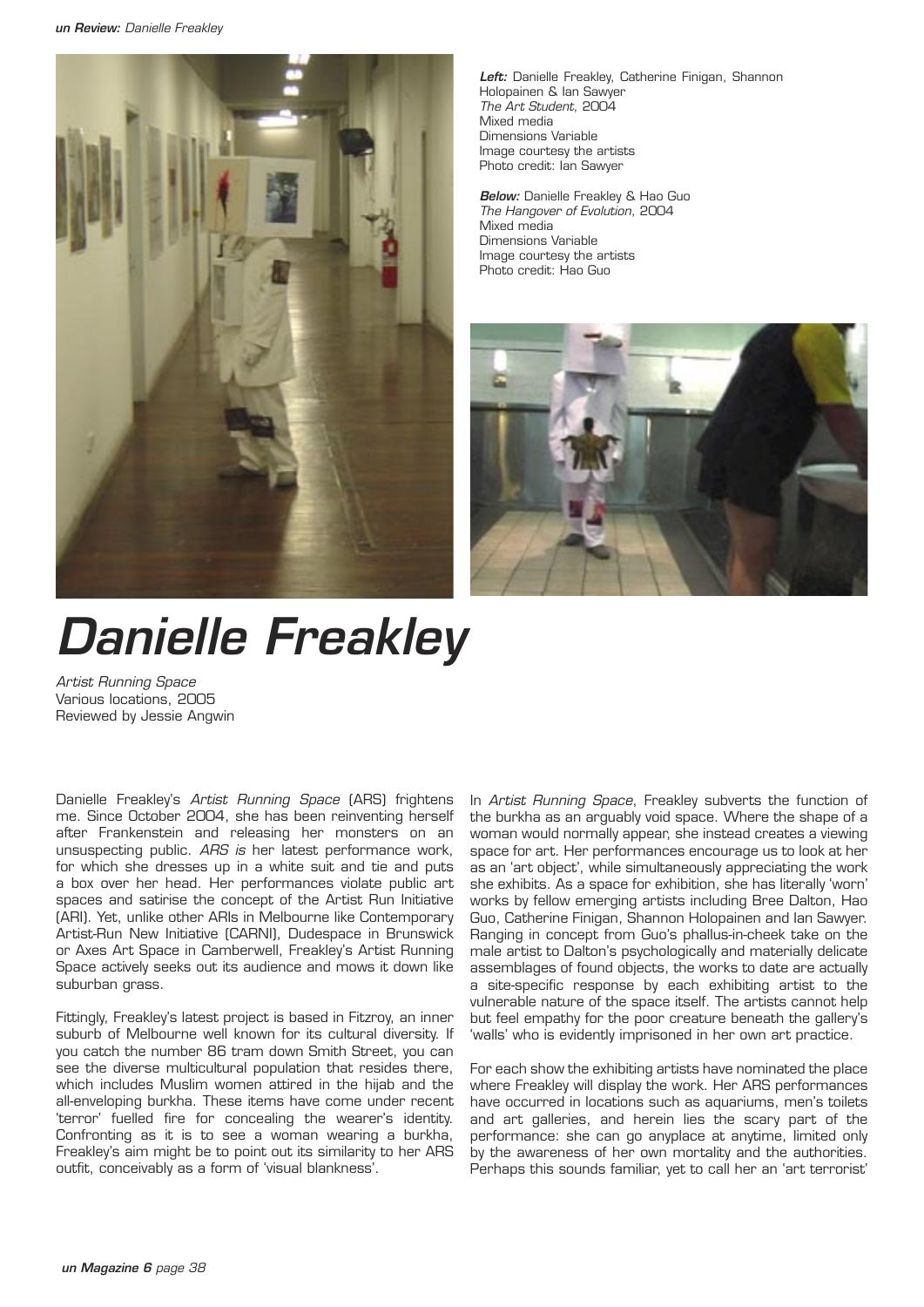**Left:** Danielle Freakley, Catherine Finigan, Shannon Holopainen & Ian Sawyer
*The Art Student*, 2004
Mixed media
Dimensions Variable
Image courtesy the artists
Photo credit: Ian Sawyer

**Below:** Danielle Freakley & Hao Guo
*The Hangover of Evolution*, 2004
Mixed media
Dimensions Variable
Image courtesy the artists
Photo credit: Hao Guo

# Danielle Freakley

*Artist Running Space*
Various locations, 2005
Reviewed by Jessie Angwin

Danielle Freakley's *Artist Running Space* (ARS) frightens me. Since October 2004, she has been reinventing herself after Frankenstein and releasing her monsters on an unsuspecting public. *ARS is* her latest performance work, for which she dresses up in a white suit and tie and puts a box over her head. Her performances violate public art spaces and satirise the concept of the Artist Run Initiative (ARI). Yet, unlike other ARIs in Melbourne like Contemporary Artist-Run New Initiative (CARNI), Dudespace in Brunswick or Axes Art Space in Camberwell, Freakley's Artist Running Space actively seeks out its audience and mows it down like suburban grass.

Fittingly, Freakley's latest project is based in Fitzroy, an inner suburb of Melbourne well known for its cultural diversity. If you catch the number 86 tram down Smith Street, you can see the diverse multicultural population that resides there, which includes Muslim women attired in the hijab and the all-enveloping burkha. These items have come under recent 'terror' fuelled fire for concealing the wearer's identity. Confronting as it is to see a woman wearing a burkha, Freakley's aim might be to point out its similarity to her ARS outfit, conceivably as a form of 'visual blankness'.

In *Artist Running Space*, Freakley subverts the function of the burkha as an arguably void space. Where the shape of a woman would normally appear, she instead creates a viewing space for art. Her performances encourage us to look at her as an 'art object', while simultaneously appreciating the work she exhibits. As a space for exhibition, she has literally 'worn' works by fellow emerging artists including Bree Dalton, Hao Guo, Catherine Finigan, Shannon Holopainen and Ian Sawyer. Ranging in concept from Guo's phallus-in-cheek take on the male artist to Dalton's psychologically and materially delicate assemblages of found objects, the works to date are actually a site-specific response by each exhibiting artist to the vulnerable nature of the space itself. The artists cannot help but feel empathy for the poor creature beneath the gallery's 'walls' who is evidently imprisoned in her own art practice.

For each show the exhibiting artists have nominated the place where Freakley will display the work. Her ARS performances have occurred in locations such as aquariums, men's toilets and art galleries, and herein lies the scary part of the performance: she can go anyplace at anytime, limited only by the awareness of her own mortality and the authorities. Perhaps this sounds familiar, yet to call her an 'art terrorist'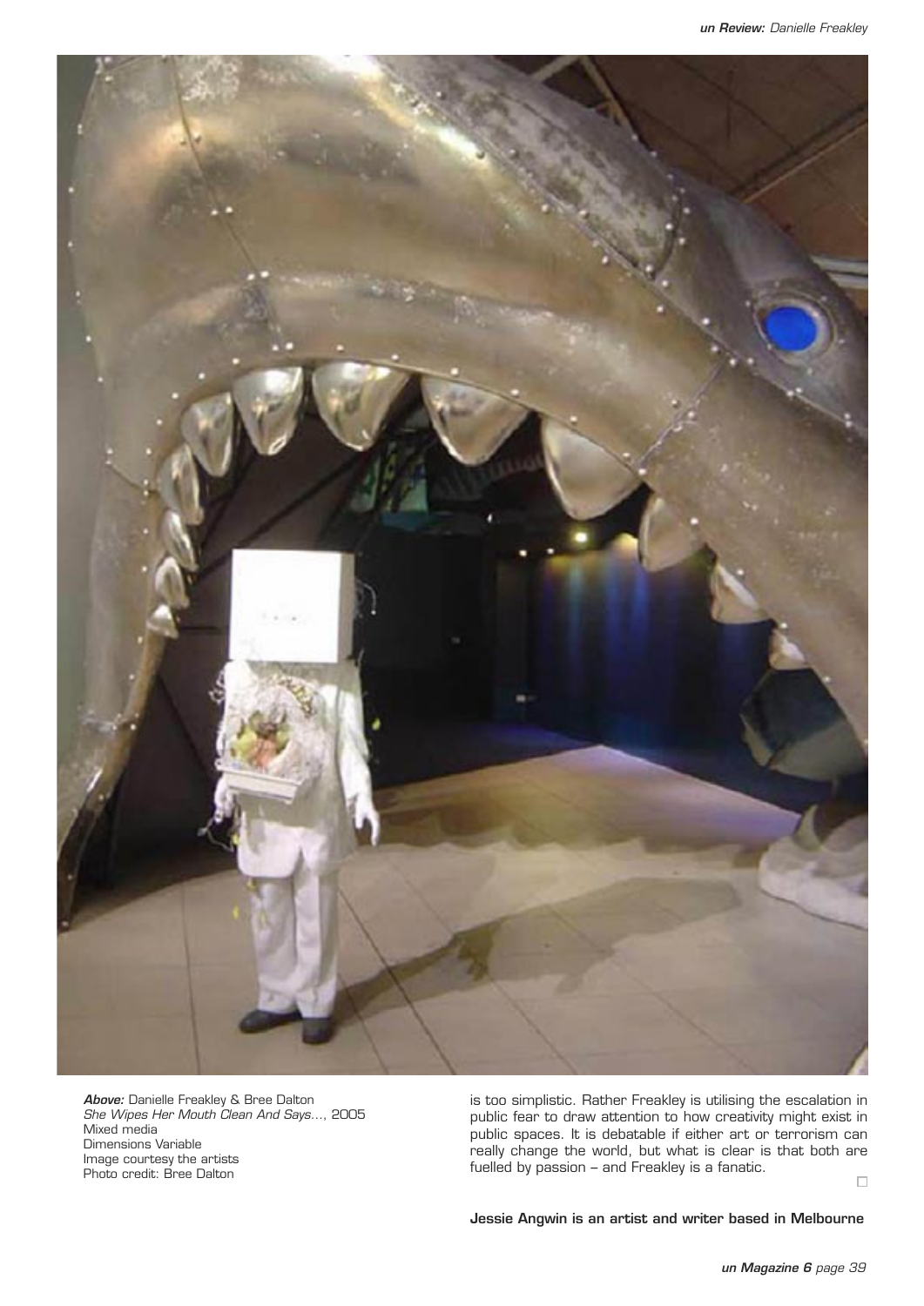***Above:*** Danielle Freakley & Bree Dalton
*She Wipes Her Mouth Clean And Says...*, 2005
Mixed media
Dimensions Variable
Image courtesy the artists
Photo credit: Bree Dalton

is too simplistic. Rather Freakley is utilising the escalation in public fear to draw attention to how creativity might exist in public spaces. It is debatable if either art or terrorism can really change the world, but what is clear is that both are fuelled by passion – and Freakley is a fanatic.

□

**Jessie Angwin is an artist and writer based in Melbourne**